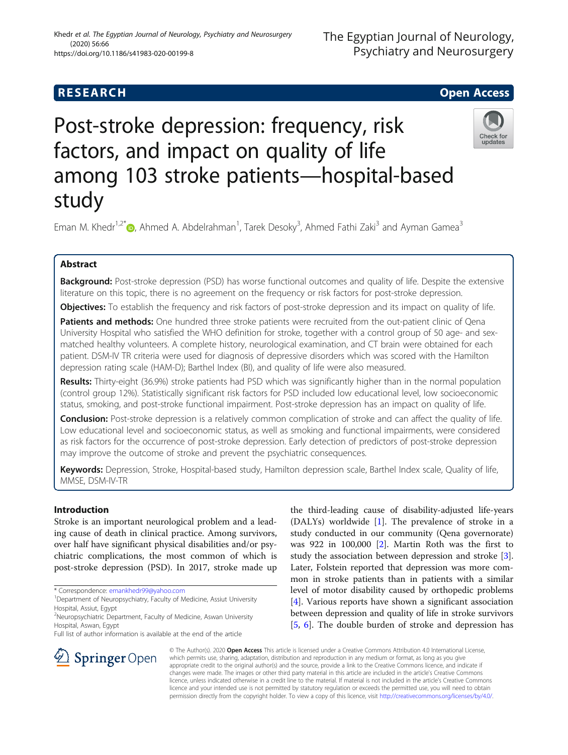RESEARCH | Open Access

# Post-stroke depression: frequency, risk factors, and impact on quality of life among 103 stroke patients—hospital-based study

Eman M. Khedr[1,2*], Ahmed A. Abdelrahman[1], Tarek Desoky[3], Ahmed Fathi Zaki[3] and Ayman Gamea[3]

## Abstract

**Background:** Post-stroke depression (PSD) has worse functional outcomes and quality of life. Despite the extensive literature on this topic, there is no agreement on the frequency or risk factors for post-stroke depression.

**Objectives:** To establish the frequency and risk factors of post-stroke depression and its impact on quality of life.

**Patients and methods:** One hundred three stroke patients were recruited from the out-patient clinic of Qena University Hospital who satisfied the WHO definition for stroke, together with a control group of 50 age- and sex-matched healthy volunteers. A complete history, neurological examination, and CT brain were obtained for each patient. DSM-IV TR criteria were used for diagnosis of depressive disorders which was scored with the Hamilton depression rating scale (HAM-D); Barthel Index (BI), and quality of life were also measured.

**Results:** Thirty-eight (36.9%) stroke patients had PSD which was significantly higher than in the normal population (control group 12%). Statistically significant risk factors for PSD included low educational level, low socioeconomic status, smoking, and post-stroke functional impairment. Post-stroke depression has an impact on quality of life.

**Conclusion:** Post-stroke depression is a relatively common complication of stroke and can affect the quality of life. Low educational level and socioeconomic status, as well as smoking and functional impairments, were considered as risk factors for the occurrence of post-stroke depression. Early detection of predictors of post-stroke depression may improve the outcome of stroke and prevent the psychiatric consequences.

**Keywords:** Depression, Stroke, Hospital-based study, Hamilton depression scale, Barthel Index scale, Quality of life, MMSE, DSM-IV-TR

## Introduction

Stroke is an important neurological problem and a leading cause of death in clinical practice. Among survivors, over half have significant physical disabilities and/or psychiatric complications, the most common of which is post-stroke depression (PSD). In 2017, stroke made up the third-leading cause of disability-adjusted life-years (DALYs) worldwide [1]. The prevalence of stroke in a study conducted in our community (Qena governorate) was 922 in 100,000 [2]. Martin Roth was the first to study the association between depression and stroke [3]. Later, Folstein reported that depression was more common in stroke patients than in patients with a similar level of motor disability caused by orthopedic problems [4]. Various reports have shown a significant association between depression and quality of life in stroke survivors [5, 6]. The double burden of stroke and depression has

* Correspondence: emankhedr99@yahoo.com
[1]Department of Neuropsychiatry, Faculty of Medicine, Assiut University Hospital, Assiut, Egypt
[2]Neuropsychiatric Department, Faculty of Medicine, Aswan University Hospital, Aswan, Egypt
Full list of author information is available at the end of the article

© The Author(s). 2020 **Open Access** This article is licensed under a Creative Commons Attribution 4.0 International License, which permits use, sharing, adaptation, distribution and reproduction in any medium or format, as long as you give appropriate credit to the original author(s) and the source, provide a link to the Creative Commons licence, and indicate if changes were made. The images or other third party material in this article are included in the article's Creative Commons licence, unless indicated otherwise in a credit line to the material. If material is not included in the article's Creative Commons licence and your intended use is not permitted by statutory regulation or exceeds the permitted use, you will need to obtain permission directly from the copyright holder. To view a copy of this licence, visit http://creativecommons.org/licenses/by/4.0/.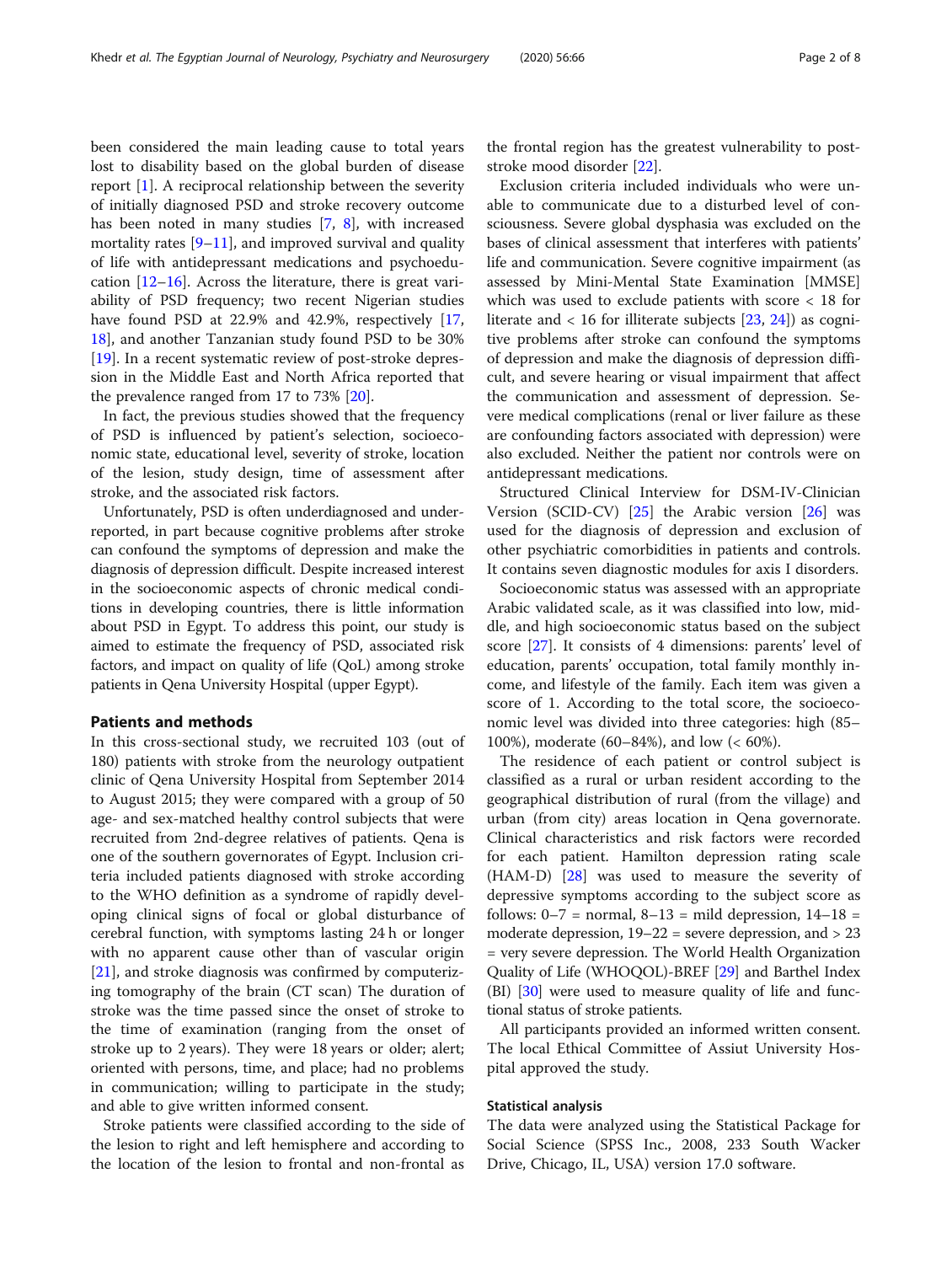been considered the main leading cause to total years lost to disability based on the global burden of disease report [1]. A reciprocal relationship between the severity of initially diagnosed PSD and stroke recovery outcome has been noted in many studies [7, 8], with increased mortality rates [9–11], and improved survival and quality of life with antidepressant medications and psychoeducation [12–16]. Across the literature, there is great variability of PSD frequency; two recent Nigerian studies have found PSD at 22.9% and 42.9%, respectively [17, 18], and another Tanzanian study found PSD to be 30% [19]. In a recent systematic review of post-stroke depression in the Middle East and North Africa reported that the prevalence ranged from 17 to 73% [20].

In fact, the previous studies showed that the frequency of PSD is influenced by patient's selection, socioeconomic state, educational level, severity of stroke, location of the lesion, study design, time of assessment after stroke, and the associated risk factors.

Unfortunately, PSD is often underdiagnosed and underreported, in part because cognitive problems after stroke can confound the symptoms of depression and make the diagnosis of depression difficult. Despite increased interest in the socioeconomic aspects of chronic medical conditions in developing countries, there is little information about PSD in Egypt. To address this point, our study is aimed to estimate the frequency of PSD, associated risk factors, and impact on quality of life (QoL) among stroke patients in Qena University Hospital (upper Egypt).

## Patients and methods

In this cross-sectional study, we recruited 103 (out of 180) patients with stroke from the neurology outpatient clinic of Qena University Hospital from September 2014 to August 2015; they were compared with a group of 50 age- and sex-matched healthy control subjects that were recruited from 2nd-degree relatives of patients. Qena is one of the southern governorates of Egypt. Inclusion criteria included patients diagnosed with stroke according to the WHO definition as a syndrome of rapidly developing clinical signs of focal or global disturbance of cerebral function, with symptoms lasting 24 h or longer with no apparent cause other than of vascular origin [21], and stroke diagnosis was confirmed by computerizing tomography of the brain (CT scan) The duration of stroke was the time passed since the onset of stroke to the time of examination (ranging from the onset of stroke up to 2 years). They were 18 years or older; alert; oriented with persons, time, and place; had no problems in communication; willing to participate in the study; and able to give written informed consent.

Stroke patients were classified according to the side of the lesion to right and left hemisphere and according to the location of the lesion to frontal and non-frontal as the frontal region has the greatest vulnerability to post-stroke mood disorder [22].

Exclusion criteria included individuals who were unable to communicate due to a disturbed level of consciousness. Severe global dysphasia was excluded on the bases of clinical assessment that interferes with patients' life and communication. Severe cognitive impairment (as assessed by Mini-Mental State Examination [MMSE] which was used to exclude patients with score < 18 for literate and < 16 for illiterate subjects [23, 24]) as cognitive problems after stroke can confound the symptoms of depression and make the diagnosis of depression difficult, and severe hearing or visual impairment that affect the communication and assessment of depression. Severe medical complications (renal or liver failure as these are confounding factors associated with depression) were also excluded. Neither the patient nor controls were on antidepressant medications.

Structured Clinical Interview for DSM-IV-Clinician Version (SCID-CV) [25] the Arabic version [26] was used for the diagnosis of depression and exclusion of other psychiatric comorbidities in patients and controls. It contains seven diagnostic modules for axis I disorders.

Socioeconomic status was assessed with an appropriate Arabic validated scale, as it was classified into low, middle, and high socioeconomic status based on the subject score [27]. It consists of 4 dimensions: parents' level of education, parents' occupation, total family monthly income, and lifestyle of the family. Each item was given a score of 1. According to the total score, the socioeconomic level was divided into three categories: high (85–100%), moderate (60–84%), and low (< 60%).

The residence of each patient or control subject is classified as a rural or urban resident according to the geographical distribution of rural (from the village) and urban (from city) areas location in Qena governorate. Clinical characteristics and risk factors were recorded for each patient. Hamilton depression rating scale (HAM-D) [28] was used to measure the severity of depressive symptoms according to the subject score as follows: 0–7 = normal, 8–13 = mild depression, 14–18 = moderate depression, 19–22 = severe depression, and > 23 = very severe depression. The World Health Organization Quality of Life (WHOQOL)-BREF [29] and Barthel Index (BI) [30] were used to measure quality of life and functional status of stroke patients.

All participants provided an informed written consent. The local Ethical Committee of Assiut University Hospital approved the study.

### Statistical analysis

The data were analyzed using the Statistical Package for Social Science (SPSS Inc., 2008, 233 South Wacker Drive, Chicago, IL, USA) version 17.0 software.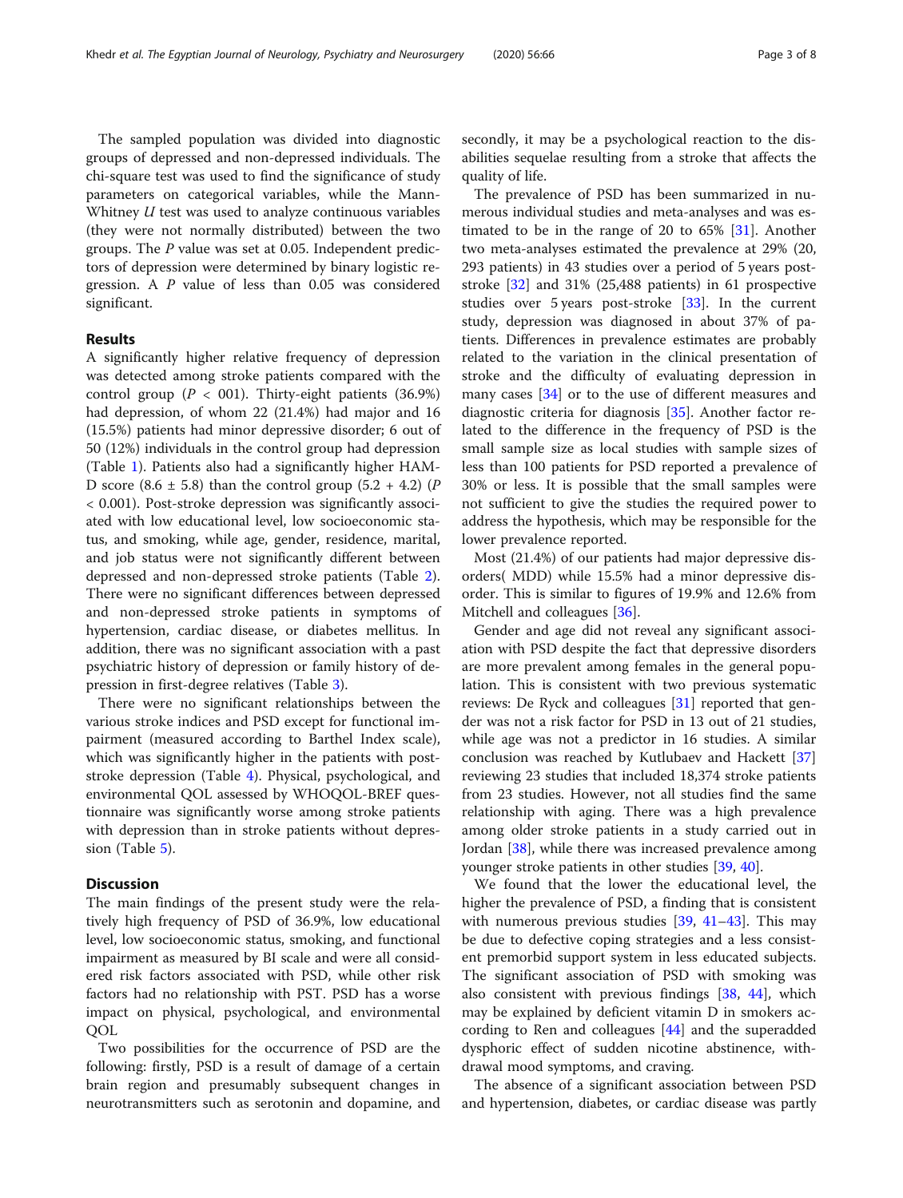The sampled population was divided into diagnostic groups of depressed and non-depressed individuals. The chi-square test was used to find the significance of study parameters on categorical variables, while the Mann-Whitney *U* test was used to analyze continuous variables (they were not normally distributed) between the two groups. The *P* value was set at 0.05. Independent predictors of depression were determined by binary logistic regression. A *P* value of less than 0.05 was considered significant.

## Results

A significantly higher relative frequency of depression was detected among stroke patients compared with the control group ($P < 001$). Thirty-eight patients (36.9%) had depression, of whom 22 (21.4%) had major and 16 (15.5%) patients had minor depressive disorder; 6 out of 50 (12%) individuals in the control group had depression (Table 1). Patients also had a significantly higher HAM-D score (8.6 ± 5.8) than the control group (5.2 + 4.2) ($P < 0.001$). Post-stroke depression was significantly associated with low educational level, low socioeconomic status, and smoking, while age, gender, residence, marital, and job status were not significantly different between depressed and non-depressed stroke patients (Table 2). There were no significant differences between depressed and non-depressed stroke patients in symptoms of hypertension, cardiac disease, or diabetes mellitus. In addition, there was no significant association with a past psychiatric history of depression or family history of depression in first-degree relatives (Table 3).

There were no significant relationships between the various stroke indices and PSD except for functional impairment (measured according to Barthel Index scale), which was significantly higher in the patients with post-stroke depression (Table 4). Physical, psychological, and environmental QOL assessed by WHOQOL-BREF questionnaire was significantly worse among stroke patients with depression than in stroke patients without depression (Table 5).

## Discussion

The main findings of the present study were the relatively high frequency of PSD of 36.9%, low educational level, low socioeconomic status, smoking, and functional impairment as measured by BI scale and were all considered risk factors associated with PSD, while other risk factors had no relationship with PST. PSD has a worse impact on physical, psychological, and environmental QOL

Two possibilities for the occurrence of PSD are the following: firstly, PSD is a result of damage of a certain brain region and presumably subsequent changes in neurotransmitters such as serotonin and dopamine, and secondly, it may be a psychological reaction to the disabilities sequelae resulting from a stroke that affects the quality of life.

The prevalence of PSD has been summarized in numerous individual studies and meta-analyses and was estimated to be in the range of 20 to 65% [31]. Another two meta-analyses estimated the prevalence at 29% (20, 293 patients) in 43 studies over a period of 5 years post-stroke [32] and 31% (25,488 patients) in 61 prospective studies over 5 years post-stroke [33]. In the current study, depression was diagnosed in about 37% of patients. Differences in prevalence estimates are probably related to the variation in the clinical presentation of stroke and the difficulty of evaluating depression in many cases [34] or to the use of different measures and diagnostic criteria for diagnosis [35]. Another factor related to the difference in the frequency of PSD is the small sample size as local studies with sample sizes of less than 100 patients for PSD reported a prevalence of 30% or less. It is possible that the small samples were not sufficient to give the studies the required power to address the hypothesis, which may be responsible for the lower prevalence reported.

Most (21.4%) of our patients had major depressive disorders( MDD) while 15.5% had a minor depressive disorder. This is similar to figures of 19.9% and 12.6% from Mitchell and colleagues [36].

Gender and age did not reveal any significant association with PSD despite the fact that depressive disorders are more prevalent among females in the general population. This is consistent with two previous systematic reviews: De Ryck and colleagues [31] reported that gender was not a risk factor for PSD in 13 out of 21 studies, while age was not a predictor in 16 studies. A similar conclusion was reached by Kutlubaev and Hackett [37] reviewing 23 studies that included 18,374 stroke patients from 23 studies. However, not all studies find the same relationship with aging. There was a high prevalence among older stroke patients in a study carried out in Jordan [38], while there was increased prevalence among younger stroke patients in other studies [39, 40].

We found that the lower the educational level, the higher the prevalence of PSD, a finding that is consistent with numerous previous studies [39, 41–43]. This may be due to defective coping strategies and a less consistent premorbid support system in less educated subjects. The significant association of PSD with smoking was also consistent with previous findings [38, 44], which may be explained by deficient vitamin D in smokers according to Ren and colleagues [44] and the superadded dysphoric effect of sudden nicotine abstinence, withdrawal mood symptoms, and craving.

The absence of a significant association between PSD and hypertension, diabetes, or cardiac disease was partly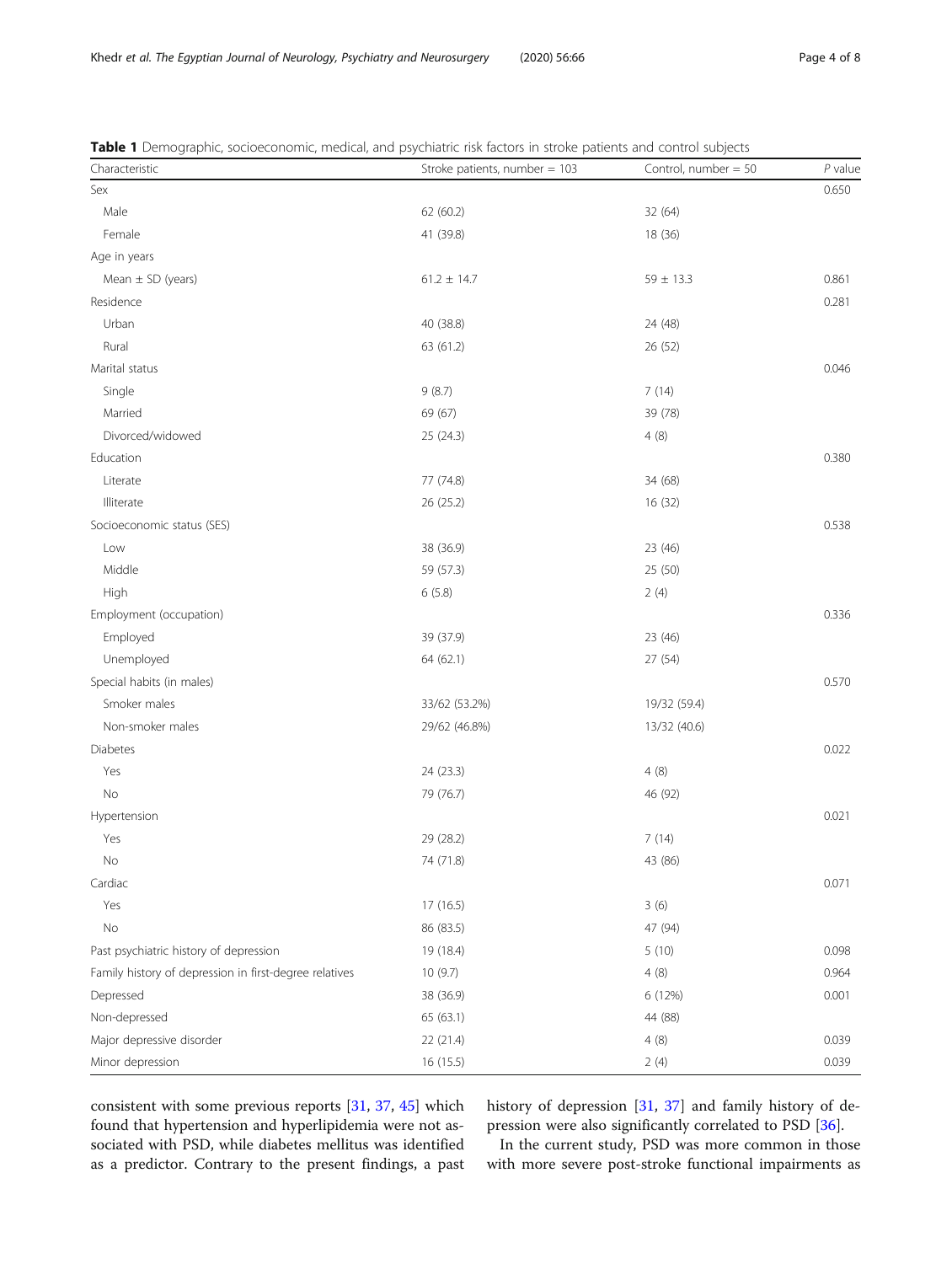**Table 1** Demographic, socioeconomic, medical, and psychiatric risk factors in stroke patients and control subjects

| Characteristic | Stroke patients, number = 103 | Control, number = 50 | *P* value |
|---|---|---|---|
| Sex | | | 0.650 |
| Male | 62 (60.2) | 32 (64) | |
| Female | 41 (39.8) | 18 (36) | |
| Age in years | | | |
| Mean ± SD (years) | 61.2 ± 14.7 | 59 ± 13.3 | 0.861 |
| Residence | | | 0.281 |
| Urban | 40 (38.8) | 24 (48) | |
| Rural | 63 (61.2) | 26 (52) | |
| Marital status | | | 0.046 |
| Single | 9 (8.7) | 7 (14) | |
| Married | 69 (67) | 39 (78) | |
| Divorced/widowed | 25 (24.3) | 4 (8) | |
| Education | | | 0.380 |
| Literate | 77 (74.8) | 34 (68) | |
| Illiterate | 26 (25.2) | 16 (32) | |
| Socioeconomic status (SES) | | | 0.538 |
| Low | 38 (36.9) | 23 (46) | |
| Middle | 59 (57.3) | 25 (50) | |
| High | 6 (5.8) | 2 (4) | |
| Employment (occupation) | | | 0.336 |
| Employed | 39 (37.9) | 23 (46) | |
| Unemployed | 64 (62.1) | 27 (54) | |
| Special habits (in males) | | | 0.570 |
| Smoker males | 33/62 (53.2%) | 19/32 (59.4) | |
| Non-smoker males | 29/62 (46.8%) | 13/32 (40.6) | |
| Diabetes | | | 0.022 |
| Yes | 24 (23.3) | 4 (8) | |
| No | 79 (76.7) | 46 (92) | |
| Hypertension | | | 0.021 |
| Yes | 29 (28.2) | 7 (14) | |
| No | 74 (71.8) | 43 (86) | |
| Cardiac | | | 0.071 |
| Yes | 17 (16.5) | 3 (6) | |
| No | 86 (83.5) | 47 (94) | |
| Past psychiatric history of depression | 19 (18.4) | 5 (10) | 0.098 |
| Family history of depression in first-degree relatives | 10 (9.7) | 4 (8) | 0.964 |
| Depressed | 38 (36.9) | 6 (12%) | 0.001 |
| Non-depressed | 65 (63.1) | 44 (88) | |
| Major depressive disorder | 22 (21.4) | 4 (8) | 0.039 |
| Minor depression | 16 (15.5) | 2 (4) | 0.039 |

consistent with some previous reports [31, 37, 45] which found that hypertension and hyperlipidemia were not associated with PSD, while diabetes mellitus was identified as a predictor. Contrary to the present findings, a past history of depression [31, 37] and family history of depression were also significantly correlated to PSD [36].

In the current study, PSD was more common in those with more severe post-stroke functional impairments as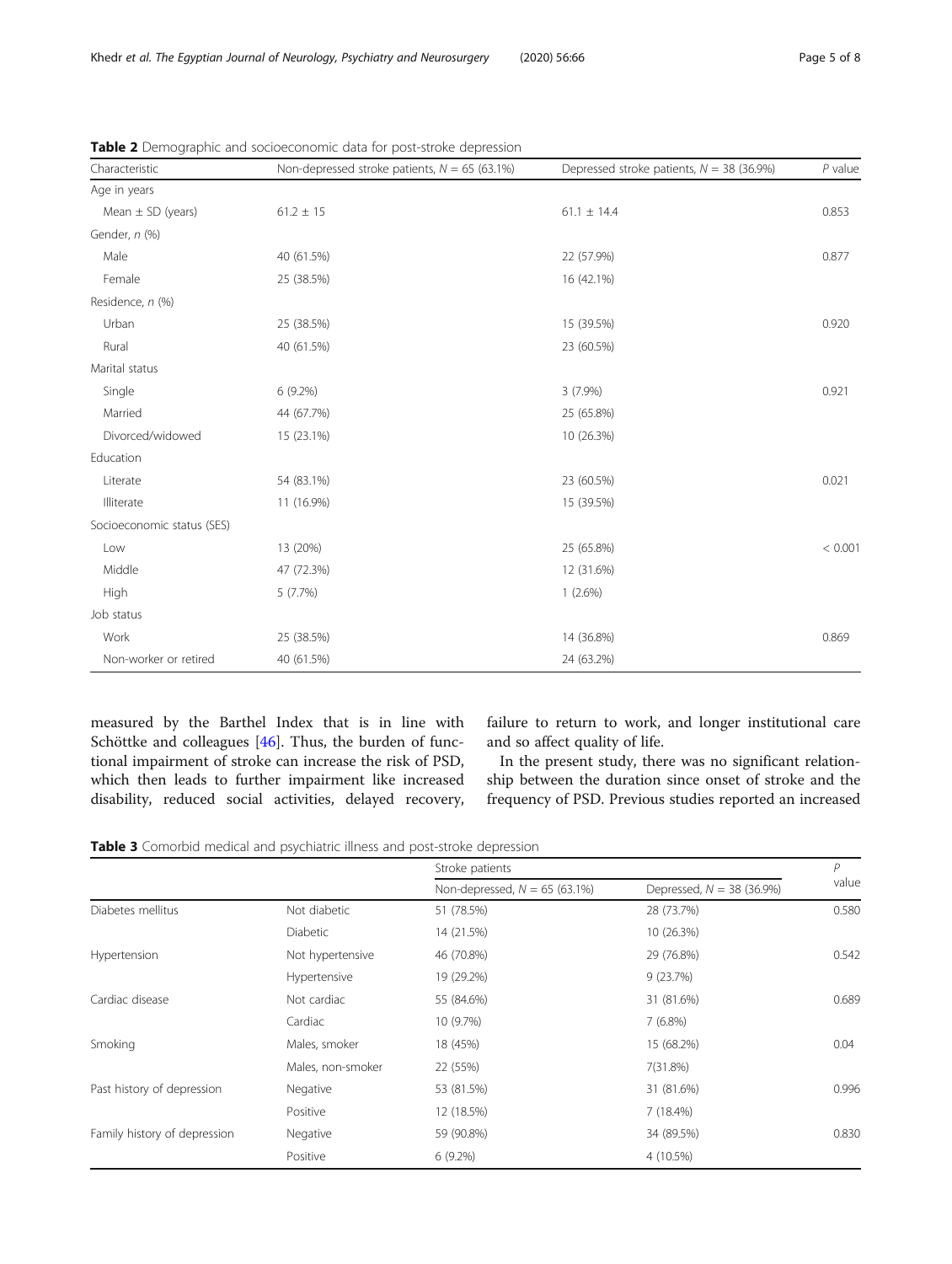**Table 2** Demographic and socioeconomic data for post-stroke depression

| Characteristic | Non-depressed stroke patients, $N$ = 65 (63.1%) | Depressed stroke patients, $N$ = 38 (36.9%) | $P$ value |
|---|---|---|---|
| Age in years | | | |
| Mean ± SD (years) | 61.2 ± 15 | 61.1 ± 14.4 | 0.853 |
| Gender, $n$ (%) | | | |
| Male | 40 (61.5%) | 22 (57.9%) | 0.877 |
| Female | 25 (38.5%) | 16 (42.1%) | |
| Residence, $n$ (%) | | | |
| Urban | 25 (38.5%) | 15 (39.5%) | 0.920 |
| Rural | 40 (61.5%) | 23 (60.5%) | |
| Marital status | | | |
| Single | 6 (9.2%) | 3 (7.9%) | 0.921 |
| Married | 44 (67.7%) | 25 (65.8%) | |
| Divorced/widowed | 15 (23.1%) | 10 (26.3%) | |
| Education | | | |
| Literate | 54 (83.1%) | 23 (60.5%) | 0.021 |
| Illiterate | 11 (16.9%) | 15 (39.5%) | |
| Socioeconomic status (SES) | | | |
| Low | 13 (20%) | 25 (65.8%) | < 0.001 |
| Middle | 47 (72.3%) | 12 (31.6%) | |
| High | 5 (7.7%) | 1 (2.6%) | |
| Job status | | | |
| Work | 25 (38.5%) | 14 (36.8%) | 0.869 |
| Non-worker or retired | 40 (61.5%) | 24 (63.2%) | |

measured by the Barthel Index that is in line with Schöttke and colleagues [46]. Thus, the burden of functional impairment of stroke can increase the risk of PSD, which then leads to further impairment like increased disability, reduced social activities, delayed recovery, failure to return to work, and longer institutional care and so affect quality of life.

In the present study, there was no significant relationship between the duration since onset of stroke and the frequency of PSD. Previous studies reported an increased

**Table 3** Comorbid medical and psychiatric illness and post-stroke depression

| | | Stroke patients | | $P$ value |
|---|---|---|---|---|
| | | Non-depressed, $N$ = 65 (63.1%) | Depressed, $N$ = 38 (36.9%) | |
| Diabetes mellitus | Not diabetic | 51 (78.5%) | 28 (73.7%) | 0.580 |
| | Diabetic | 14 (21.5%) | 10 (26.3%) | |
| Hypertension | Not hypertensive | 46 (70.8%) | 29 (76.8%) | 0.542 |
| | Hypertensive | 19 (29.2%) | 9 (23.7%) | |
| Cardiac disease | Not cardiac | 55 (84.6%) | 31 (81.6%) | 0.689 |
| | Cardiac | 10 (9.7%) | 7 (6.8%) | |
| Smoking | Males, smoker | 18 (45%) | 15 (68.2%) | 0.04 |
| | Males, non-smoker | 22 (55%) | 7(31.8%) | |
| Past history of depression | Negative | 53 (81.5%) | 31 (81.6%) | 0.996 |
| | Positive | 12 (18.5%) | 7 (18.4%) | |
| Family history of depression | Negative | 59 (90.8%) | 34 (89.5%) | 0.830 |
| | Positive | 6 (9.2%) | 4 (10.5%) | |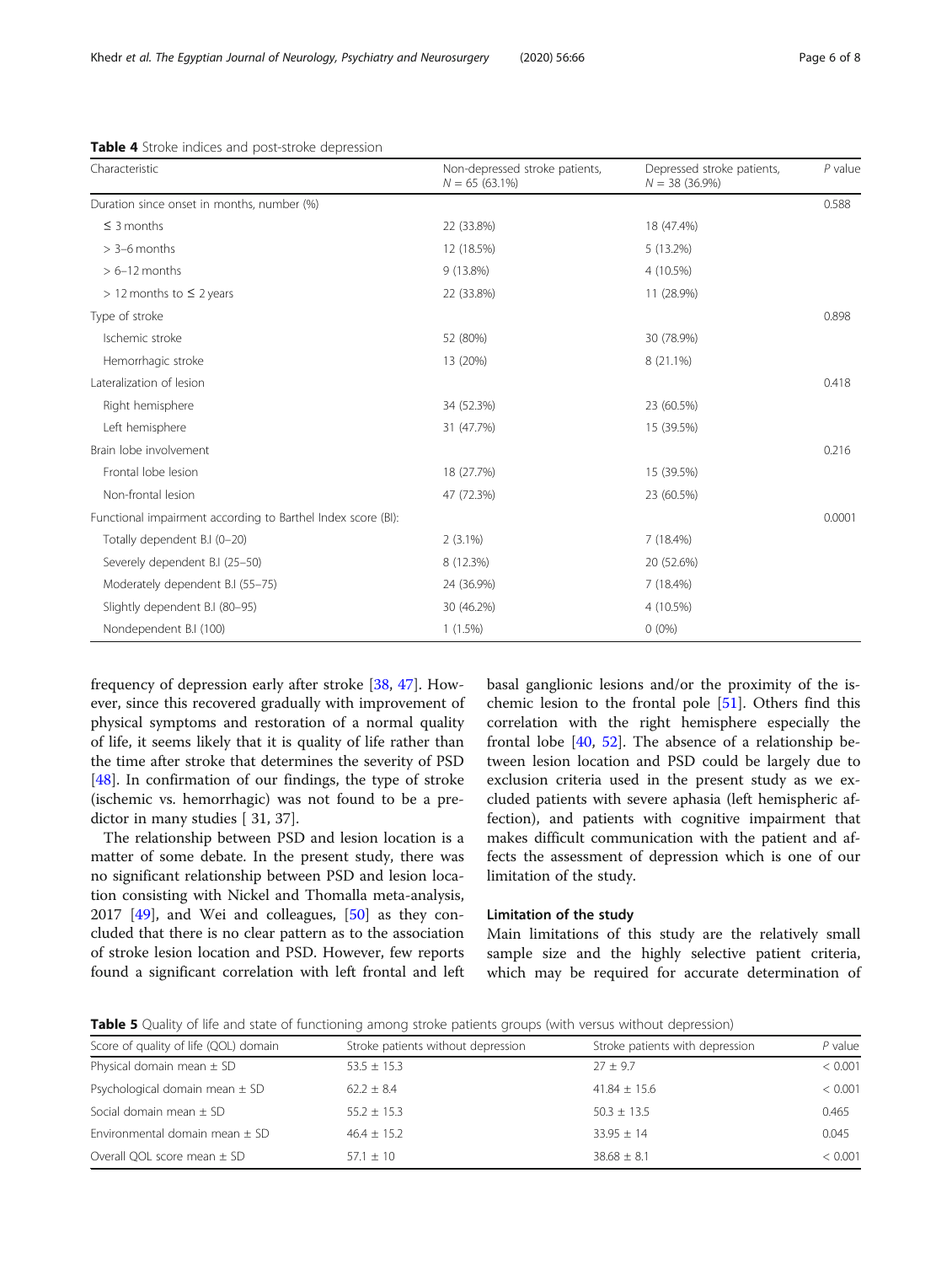**Table 4** Stroke indices and post-stroke depression

| Characteristic | Non-depressed stroke patients, N = 65 (63.1%) | Depressed stroke patients, N = 38 (36.9%) | P value |
|---|---|---|---|
| Duration since onset in months, number (%) | | | 0.588 |
| ≤ 3 months | 22 (33.8%) | 18 (47.4%) | |
| > 3–6 months | 12 (18.5%) | 5 (13.2%) | |
| > 6–12 months | 9 (13.8%) | 4 (10.5%) | |
| > 12 months to ≤ 2 years | 22 (33.8%) | 11 (28.9%) | |
| Type of stroke | | | 0.898 |
| Ischemic stroke | 52 (80%) | 30 (78.9%) | |
| Hemorrhagic stroke | 13 (20%) | 8 (21.1%) | |
| Lateralization of lesion | | | 0.418 |
| Right hemisphere | 34 (52.3%) | 23 (60.5%) | |
| Left hemisphere | 31 (47.7%) | 15 (39.5%) | |
| Brain lobe involvement | | | 0.216 |
| Frontal lobe lesion | 18 (27.7%) | 15 (39.5%) | |
| Non-frontal lesion | 47 (72.3%) | 23 (60.5%) | |
| Functional impairment according to Barthel Index score (BI): | | | 0.0001 |
| Totally dependent B.I (0–20) | 2 (3.1%) | 7 (18.4%) | |
| Severely dependent B.I (25–50) | 8 (12.3%) | 20 (52.6%) | |
| Moderately dependent B.I (55–75) | 24 (36.9%) | 7 (18.4%) | |
| Slightly dependent B.I (80–95) | 30 (46.2%) | 4 (10.5%) | |
| Nondependent B.I (100) | 1 (1.5%) | 0 (0%) | |

frequency of depression early after stroke [38, 47]. However, since this recovered gradually with improvement of physical symptoms and restoration of a normal quality of life, it seems likely that it is quality of life rather than the time after stroke that determines the severity of PSD [48]. In confirmation of our findings, the type of stroke (ischemic vs. hemorrhagic) was not found to be a predictor in many studies [ 31, 37].

The relationship between PSD and lesion location is a matter of some debate. In the present study, there was no significant relationship between PSD and lesion location consisting with Nickel and Thomalla meta-analysis, 2017 [49], and Wei and colleagues, [50] as they concluded that there is no clear pattern as to the association of stroke lesion location and PSD. However, few reports found a significant correlation with left frontal and left basal ganglionic lesions and/or the proximity of the ischemic lesion to the frontal pole [51]. Others find this correlation with the right hemisphere especially the frontal lobe [40, 52]. The absence of a relationship between lesion location and PSD could be largely due to exclusion criteria used in the present study as we excluded patients with severe aphasia (left hemispheric affection), and patients with cognitive impairment that makes difficult communication with the patient and affects the assessment of depression which is one of our limitation of the study.

### Limitation of the study

Main limitations of this study are the relatively small sample size and the highly selective patient criteria, which may be required for accurate determination of

**Table 5** Quality of life and state of functioning among stroke patients groups (with versus without depression)

| Score of quality of life (QOL) domain | Stroke patients without depression | Stroke patients with depression | P value |
|---|---|---|---|
| Physical domain mean ± SD | 53.5 ± 15.3 | 27 ± 9.7 | < 0.001 |
| Psychological domain mean ± SD | 62.2 ± 8.4 | 41.84 ± 15.6 | < 0.001 |
| Social domain mean ± SD | 55.2 ± 15.3 | 50.3 ± 13.5 | 0.465 |
| Environmental domain mean ± SD | 46.4 ± 15.2 | 33.95 ± 14 | 0.045 |
| Overall QOL score mean ± SD | 57.1 ± 10 | 38.68 ± 8.1 | < 0.001 |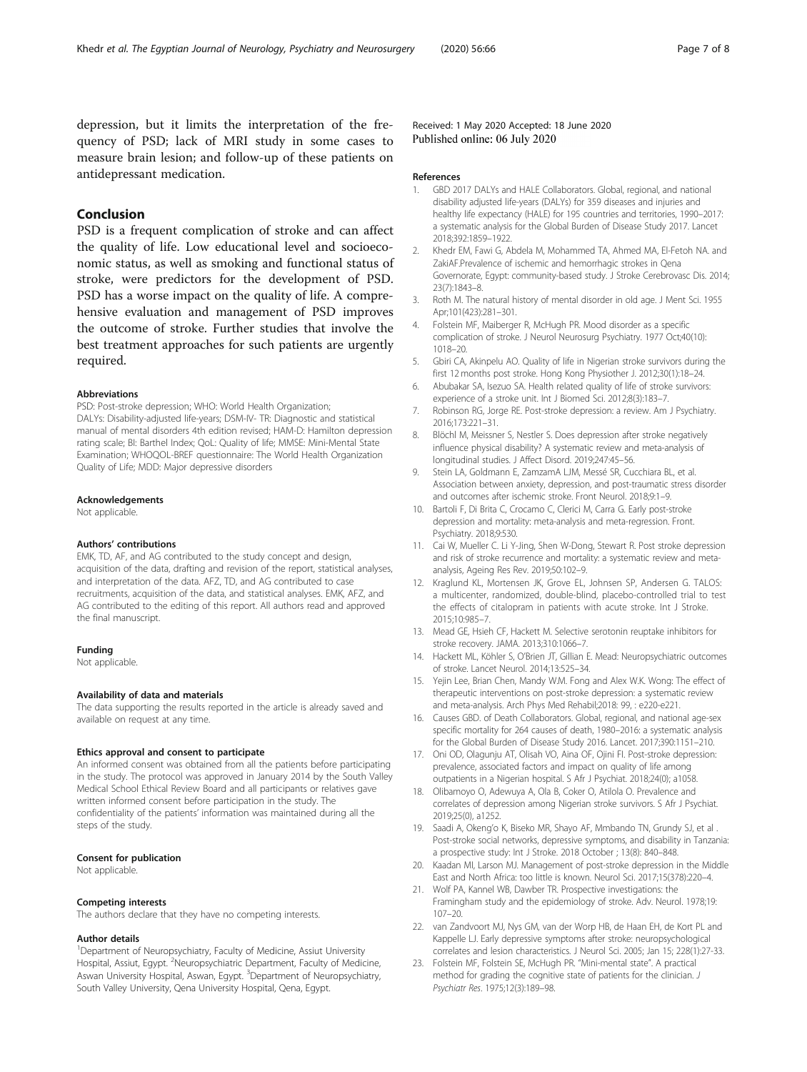depression, but it limits the interpretation of the frequency of PSD; lack of MRI study in some cases to measure brain lesion; and follow-up of these patients on antidepressant medication.

## Conclusion

PSD is a frequent complication of stroke and can affect the quality of life. Low educational level and socioeconomic status, as well as smoking and functional status of stroke, were predictors for the development of PSD. PSD has a worse impact on the quality of life. A comprehensive evaluation and management of PSD improves the outcome of stroke. Further studies that involve the best treatment approaches for such patients are urgently required.

#### Abbreviations

PSD: Post-stroke depression; WHO: World Health Organization; DALYs: Disability-adjusted life-years; DSM-IV- TR: Diagnostic and statistical manual of mental disorders 4th edition revised; HAM-D: Hamilton depression rating scale; BI: Barthel Index; QoL: Quality of life; MMSE: Mini-Mental State Examination; WHOQOL-BREF questionnaire: The World Health Organization Quality of Life; MDD: Major depressive disorders

#### Acknowledgements

Not applicable.

#### Authors' contributions

EMK, TD, AF, and AG contributed to the study concept and design, acquisition of the data, drafting and revision of the report, statistical analyses, and interpretation of the data. AFZ, TD, and AG contributed to case recruitments, acquisition of the data, and statistical analyses. EMK, AFZ, and AG contributed to the editing of this report. All authors read and approved the final manuscript.

#### Funding

Not applicable.

#### Availability of data and materials

The data supporting the results reported in the article is already saved and available on request at any time.

#### Ethics approval and consent to participate

An informed consent was obtained from all the patients before participating in the study. The protocol was approved in January 2014 by the South Valley Medical School Ethical Review Board and all participants or relatives gave written informed consent before participation in the study. The confidentiality of the patients' information was maintained during all the steps of the study.

#### Consent for publication

Not applicable.

#### Competing interests

The authors declare that they have no competing interests.

#### Author details

[1]Department of Neuropsychiatry, Faculty of Medicine, Assiut University Hospital, Assiut, Egypt. [2]Neuropsychiatric Department, Faculty of Medicine, Aswan University Hospital, Aswan, Egypt. [3]Department of Neuropsychiatry, South Valley University, Qena University Hospital, Qena, Egypt.

Received: 1 May 2020 Accepted: 18 June 2020
Published online: 06 July 2020

#### References

1. GBD 2017 DALYs and HALE Collaborators. Global, regional, and national disability adjusted life-years (DALYs) for 359 diseases and injuries and healthy life expectancy (HALE) for 195 countries and territories, 1990–2017: a systematic analysis for the Global Burden of Disease Study 2017. Lancet 2018;392:1859–1922.
2. Khedr EM, Fawi G, Abdela M, Mohammed TA, Ahmed MA, El-Fetoh NA. and ZakiAF.Prevalence of ischemic and hemorrhagic strokes in Qena Governorate, Egypt: community-based study. J Stroke Cerebrovasc Dis. 2014; 23(7):1843–8.
3. Roth M. The natural history of mental disorder in old age. J Ment Sci. 1955 Apr;101(423):281–301.
4. Folstein MF, Maiberger R, McHugh PR. Mood disorder as a specific complication of stroke. J Neurol Neurosurg Psychiatry. 1977 Oct;40(10): 1018–20.
5. Gbiri CA, Akinpelu AO. Quality of life in Nigerian stroke survivors during the first 12 months post stroke. Hong Kong Physiother J. 2012;30(1):18–24.
6. Abubakar SA, Isezuo SA. Health related quality of life of stroke survivors: experience of a stroke unit. Int J Biomed Sci. 2012;8(3):183–7.
7. Robinson RG, Jorge RE. Post-stroke depression: a review. Am J Psychiatry. 2016;173:221–31.
8. Blöchl M, Meissner S, Nestler S. Does depression after stroke negatively influence physical disability? A systematic review and meta-analysis of longitudinal studies. J Affect Disord. 2019;247:45–56.
9. Stein LA, Goldmann E, ZamzamA LJM, Messé SR, Cucchiara BL, et al. Association between anxiety, depression, and post-traumatic stress disorder and outcomes after ischemic stroke. Front Neurol. 2018;9:1–9.
10. Bartoli F, Di Brita C, Crocamo C, Clerici M, Carra G. Early post-stroke depression and mortality: meta-analysis and meta-regression. Front. Psychiatry. 2018;9:530.
11. Cai W, Mueller C. Li Y-Jing, Shen W-Dong, Stewart R. Post stroke depression and risk of stroke recurrence and mortality: a systematic review and meta-analysis, Ageing Res Rev. 2019;50:102–9.
12. Kraglund KL, Mortensen JK, Grove EL, Johnsen SP, Andersen G. TALOS: a multicenter, randomized, double-blind, placebo-controlled trial to test the effects of citalopram in patients with acute stroke. Int J Stroke. 2015;10:985–7.
13. Mead GE, Hsieh CF, Hackett M. Selective serotonin reuptake inhibitors for stroke recovery. JAMA. 2013;310:1066–7.
14. Hackett ML, Köhler S, O'Brien JT, Gillian E. Mead: Neuropsychiatric outcomes of stroke. Lancet Neurol. 2014;13:525–34.
15. Yejin Lee, Brian Chen, Mandy W.M. Fong and Alex W.K. Wong: The effect of therapeutic interventions on post-stroke depression: a systematic review and meta-analysis. Arch Phys Med Rehabil;2018: 99, : e220-e221.
16. Causes GBD. of Death Collaborators. Global, regional, and national age-sex specific mortality for 264 causes of death, 1980–2016: a systematic analysis for the Global Burden of Disease Study 2016. Lancet. 2017;390:1151–210.
17. Oni OD, Olagunju AT, Olisah VO, Aina OF, Ojini FI. Post-stroke depression: prevalence, associated factors and impact on quality of life among outpatients in a Nigerian hospital. S Afr J Psychiat. 2018;24(0); a1058.
18. Olibamoyo O, Adewuya A, Ola B, Coker O, Atilola O. Prevalence and correlates of depression among Nigerian stroke survivors. S Afr J Psychiat. 2019;25(0), a1252.
19. Saadi A, Okeng'o K, Biseko MR, Shayo AF, Mmbando TN, Grundy SJ, et al . Post-stroke social networks, depressive symptoms, and disability in Tanzania: a prospective study: Int J Stroke. 2018 October ; 13(8): 840–848.
20. Kaadan MI, Larson MJ. Management of post-stroke depression in the Middle East and North Africa: too little is known. Neurol Sci. 2017;15(378):220–4.
21. Wolf PA, Kannel WB, Dawber TR. Prospective investigations: the Framingham study and the epidemiology of stroke. Adv. Neurol. 1978;19: 107–20.
22. van Zandvoort MJ, Nys GM, van der Worp HB, de Haan EH, de Kort PL and Kappelle LJ. Early depressive symptoms after stroke: neuropsychological correlates and lesion characteristics. J Neurol Sci. 2005; Jan 15; 228(1):27-33.
23. Folstein MF, Folstein SE, McHugh PR. "Mini-mental state". A practical method for grading the cognitive state of patients for the clinician. *J Psychiatr Res*. 1975;12(3):189–98.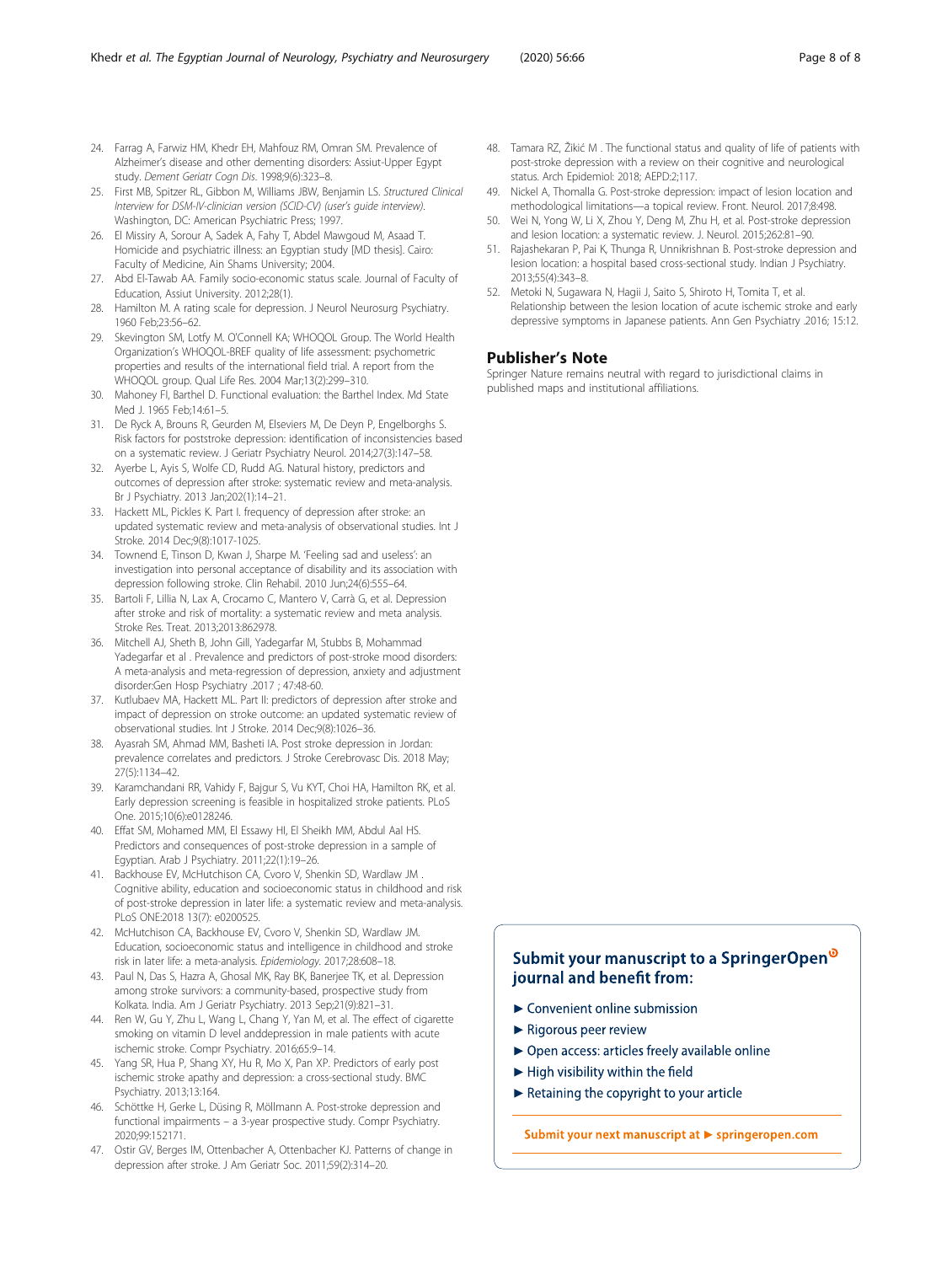24. Farrag A, Farwiz HM, Khedr EH, Mahfouz RM, Omran SM. Prevalence of Alzheimer's disease and other dementing disorders: Assiut-Upper Egypt study. *Dement Geriatr Cogn Dis*. 1998;9(6):323–8.
25. First MB, Spitzer RL, Gibbon M, Williams JBW, Benjamin LS. *Structured Clinical Interview for DSM-IV-clinician version (SCID-CV) (user's guide interview)*. Washington, DC: American Psychiatric Press; 1997.
26. El Missiry A, Sorour A, Sadek A, Fahy T, Abdel Mawgoud M, Asaad T. Homicide and psychiatric illness: an Egyptian study [MD thesis]. Cairo: Faculty of Medicine, Ain Shams University; 2004.
27. Abd El-Tawab AA. Family socio-economic status scale. Journal of Faculty of Education, Assiut University. 2012;28(1).
28. Hamilton M. A rating scale for depression. J Neurol Neurosurg Psychiatry. 1960 Feb;23:56–62.
29. Skevington SM, Lotfy M. O'Connell KA; WHOQOL Group. The World Health Organization's WHOQOL-BREF quality of life assessment: psychometric properties and results of the international field trial. A report from the WHOQOL group. Qual Life Res. 2004 Mar;13(2):299–310.
30. Mahoney FI, Barthel D. Functional evaluation: the Barthel Index. Md State Med J. 1965 Feb;14:61–5.
31. De Ryck A, Brouns R, Geurden M, Elseviers M, De Deyn P, Engelborghs S. Risk factors for poststroke depression: identification of inconsistencies based on a systematic review. J Geriatr Psychiatry Neurol. 2014;27(3):147–58.
32. Ayerbe L, Ayis S, Wolfe CD, Rudd AG. Natural history, predictors and outcomes of depression after stroke: systematic review and meta-analysis. Br J Psychiatry. 2013 Jan;202(1):14–21.
33. Hackett ML, Pickles K. Part I. frequency of depression after stroke: an updated systematic review and meta-analysis of observational studies. Int J Stroke. 2014 Dec;9(8):1017-1025.
34. Townend E, Tinson D, Kwan J, Sharpe M. 'Feeling sad and useless': an investigation into personal acceptance of disability and its association with depression following stroke. Clin Rehabil. 2010 Jun;24(6):555–64.
35. Bartoli F, Lillia N, Lax A, Crocamo C, Mantero V, Carrà G, et al. Depression after stroke and risk of mortality: a systematic review and meta analysis. Stroke Res. Treat. 2013;2013:862978.
36. Mitchell AJ, Sheth B, John Gill, Yadegarfar M, Stubbs B, Mohammad Yadegarfar et al . Prevalence and predictors of post-stroke mood disorders: A meta-analysis and meta-regression of depression, anxiety and adjustment disorder:Gen Hosp Psychiatry .2017 ; 47:48-60.
37. Kutlubaev MA, Hackett ML. Part II: predictors of depression after stroke and impact of depression on stroke outcome: an updated systematic review of observational studies. Int J Stroke. 2014 Dec;9(8):1026–36.
38. Ayasrah SM, Ahmad MM, Basheti IA. Post stroke depression in Jordan: prevalence correlates and predictors. J Stroke Cerebrovasc Dis. 2018 May; 27(5):1134–42.
39. Karamchandani RR, Vahidy F, Bajgur S, Vu KYT, Choi HA, Hamilton RK, et al. Early depression screening is feasible in hospitalized stroke patients. PLoS One. 2015;10(6):e0128246.
40. Effat SM, Mohamed MM, El Essawy HI, El Sheikh MM, Abdul Aal HS. Predictors and consequences of post-stroke depression in a sample of Egyptian. Arab J Psychiatry. 2011;22(1):19–26.
41. Backhouse EV, McHutchison CA, Cvoro V, Shenkin SD, Wardlaw JM . Cognitive ability, education and socioeconomic status in childhood and risk of post-stroke depression in later life: a systematic review and meta-analysis. PLoS ONE:2018 13(7): e0200525.
42. McHutchison CA, Backhouse EV, Cvoro V, Shenkin SD, Wardlaw JM. Education, socioeconomic status and intelligence in childhood and stroke risk in later life: a meta-analysis. *Epidemiology*. 2017;28:608–18.
43. Paul N, Das S, Hazra A, Ghosal MK, Ray BK, Banerjee TK, et al. Depression among stroke survivors: a community-based, prospective study from Kolkata. India. Am J Geriatr Psychiatry. 2013 Sep;21(9):821–31.
44. Ren W, Gu Y, Zhu L, Wang L, Chang Y, Yan M, et al. The effect of cigarette smoking on vitamin D level anddepression in male patients with acute ischemic stroke. Compr Psychiatry. 2016;65:9–14.
45. Yang SR, Hua P, Shang XY, Hu R, Mo X, Pan XP. Predictors of early post ischemic stroke apathy and depression: a cross-sectional study. BMC Psychiatry. 2013;13:164.
46. Schöttke H, Gerke L, Düsing R, Möllmann A. Post-stroke depression and functional impairments – a 3-year prospective study. Compr Psychiatry. 2020;99:152171.
47. Ostir GV, Berges IM, Ottenbacher A, Ottenbacher KJ. Patterns of change in depression after stroke. J Am Geriatr Soc. 2011;59(2):314–20.
48. Tamara RZ, Žikić M . The functional status and quality of life of patients with post-stroke depression with a review on their cognitive and neurological status. Arch Epidemiol: 2018; AEPD:2;117.
49. Nickel A, Thomalla G. Post-stroke depression: impact of lesion location and methodological limitations—a topical review. Front. Neurol. 2017;8:498.
50. Wei N, Yong W, Li X, Zhou Y, Deng M, Zhu H, et al. Post-stroke depression and lesion location: a systematic review. J. Neurol. 2015;262:81–90.
51. Rajashekaran P, Pai K, Thunga R, Unnikrishnan B. Post-stroke depression and lesion location: a hospital based cross-sectional study. Indian J Psychiatry. 2013;55(4):343–8.
52. Metoki N, Sugawara N, Hagii J, Saito S, Shiroto H, Tomita T, et al. Relationship between the lesion location of acute ischemic stroke and early depressive symptoms in Japanese patients. Ann Gen Psychiatry .2016; 15:12.

## Publisher's Note

Springer Nature remains neutral with regard to jurisdictional claims in published maps and institutional affiliations.

**Submit your manuscript to a SpringerOpen journal and benefit from:**

- ► Convenient online submission
- ► Rigorous peer review
- ► Open access: articles freely available online
- ► High visibility within the field
- ► Retaining the copyright to your article

**Submit your next manuscript at ► springeropen.com**